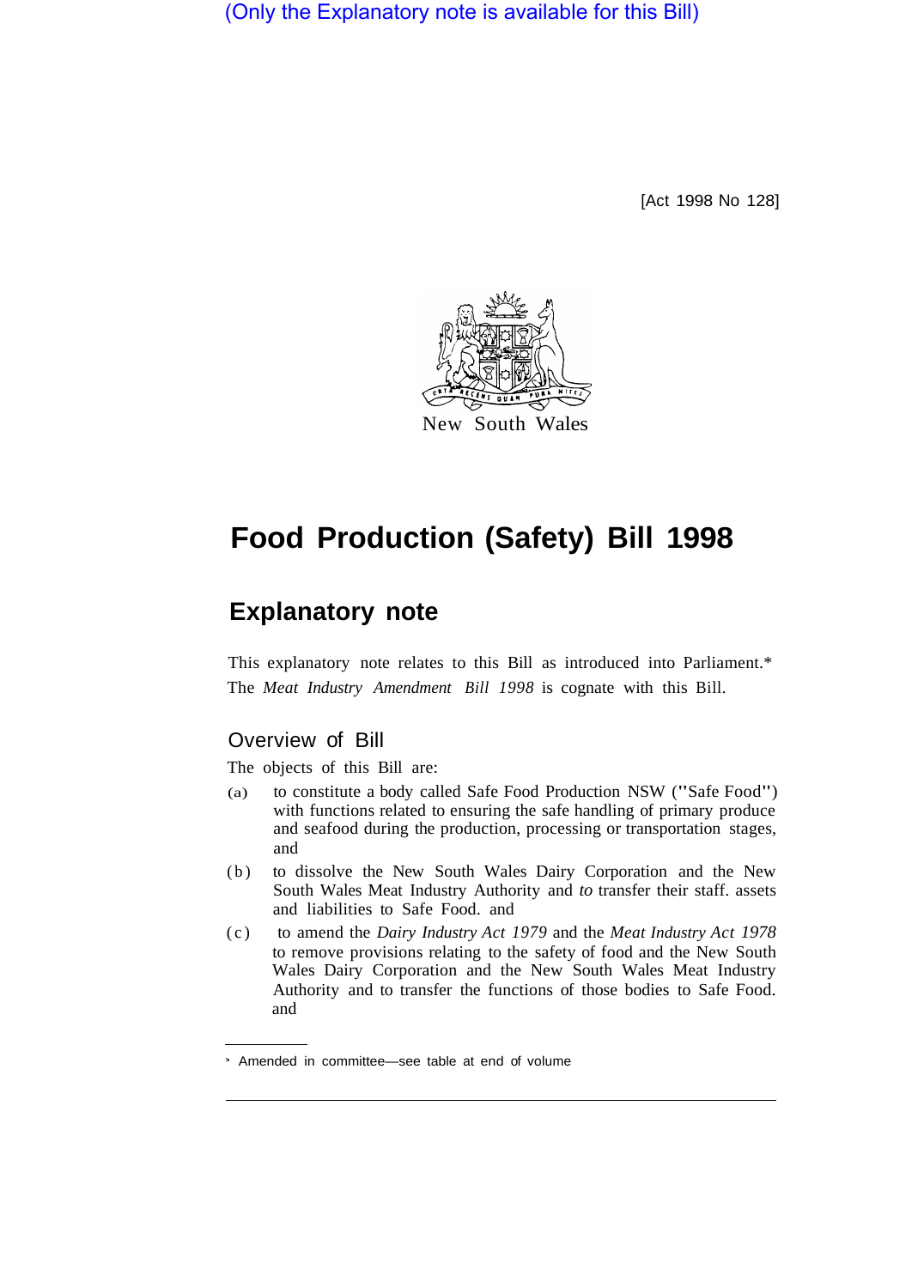(Only the Explanatory note is available for this Bill)

[Act 1998 No 128]

New South Wales

# Food Production (Safety) Bill 1998

## Explanatory note

This explanatory note relates to this Bill as introduced into Parliament.*
The *Meat Industry Amendment Bill 1998* is cognate with this Bill.

### Overview of Bill

The objects of this Bill are:

(a) to constitute a body called Safe Food Production NSW ("Safe Food") with functions related to ensuring the safe handling of primary produce and seafood during the production, processing or transportation stages, and

(b) to dissolve the New South Wales Dairy Corporation and the New South Wales Meat Industry Authority and *to* transfer their staff. assets and liabilities to Safe Food. and

(c) to amend the *Dairy Industry Act 1979* and the *Meat Industry Act 1978* to remove provisions relating to the safety of food and the New South Wales Dairy Corporation and the New South Wales Meat Industry Authority and to transfer the functions of those bodies to Safe Food. and

* Amended in committee—see table at end of volume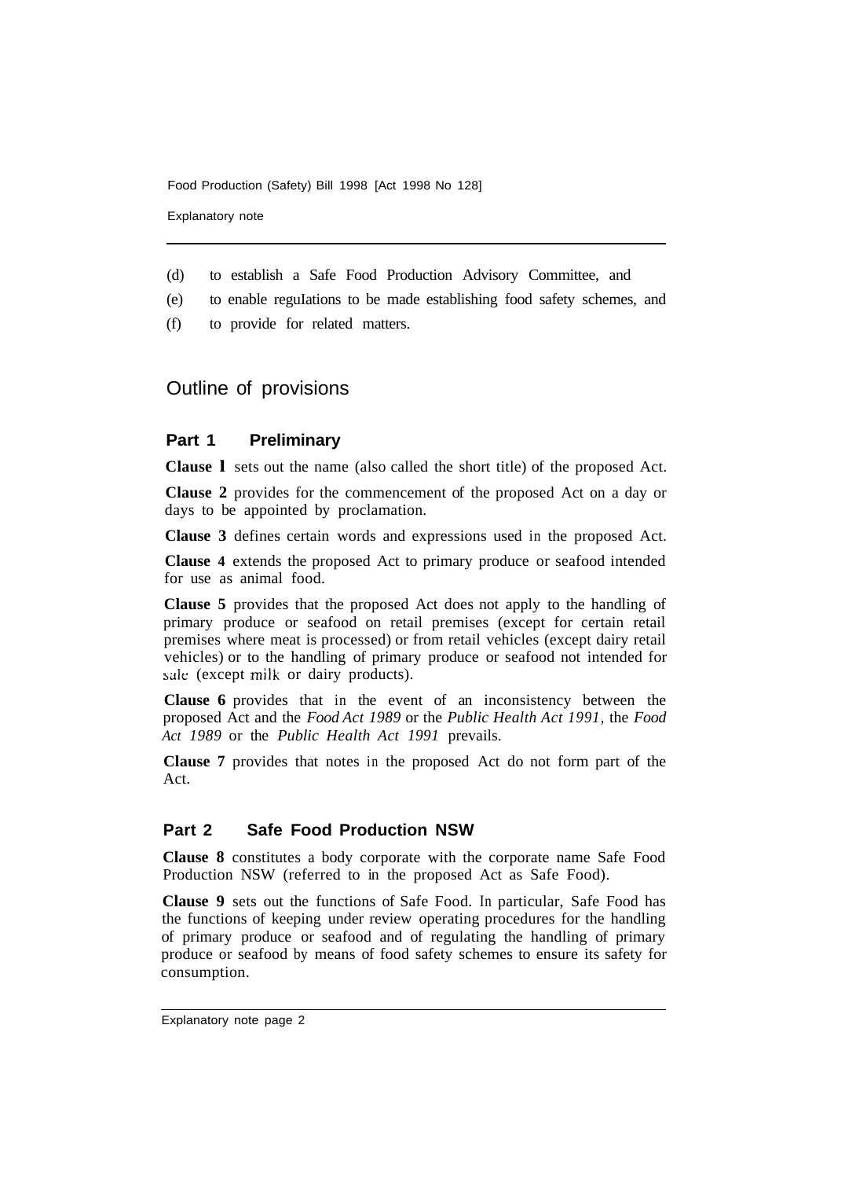(d) to establish a Safe Food Production Advisory Committee, and

(e) to enable regulations to be made establishing food safety schemes, and

(f) to provide for related matters.

## Outline of provisions

### Part 1 Preliminary

**Clause 1** sets out the name (also called the short title) of the proposed Act.

**Clause 2** provides for the commencement of the proposed Act on a day or days to be appointed by proclamation.

**Clause 3** defines certain words and expressions used in the proposed Act.

**Clause 4** extends the proposed Act to primary produce or seafood intended for use as animal food.

**Clause 5** provides that the proposed Act does not apply to the handling of primary produce or seafood on retail premises (except for certain retail premises where meat is processed) or from retail vehicles (except dairy retail vehicles) or to the handling of primary produce or seafood not intended for sale (except milk or dairy products).

**Clause 6** provides that in the event of an inconsistency between the proposed Act and the *Food Act 1989* or the *Public Health Act 1991*, the *Food Act 1989* or the *Public Health Act 1991* prevails.

**Clause 7** provides that notes in the proposed Act do not form part of the Act.

### Part 2 Safe Food Production NSW

**Clause 8** constitutes a body corporate with the corporate name Safe Food Production NSW (referred to in the proposed Act as Safe Food).

**Clause 9** sets out the functions of Safe Food. In particular, Safe Food has the functions of keeping under review operating procedures for the handling of primary produce or seafood and of regulating the handling of primary produce or seafood by means of food safety schemes to ensure its safety for consumption.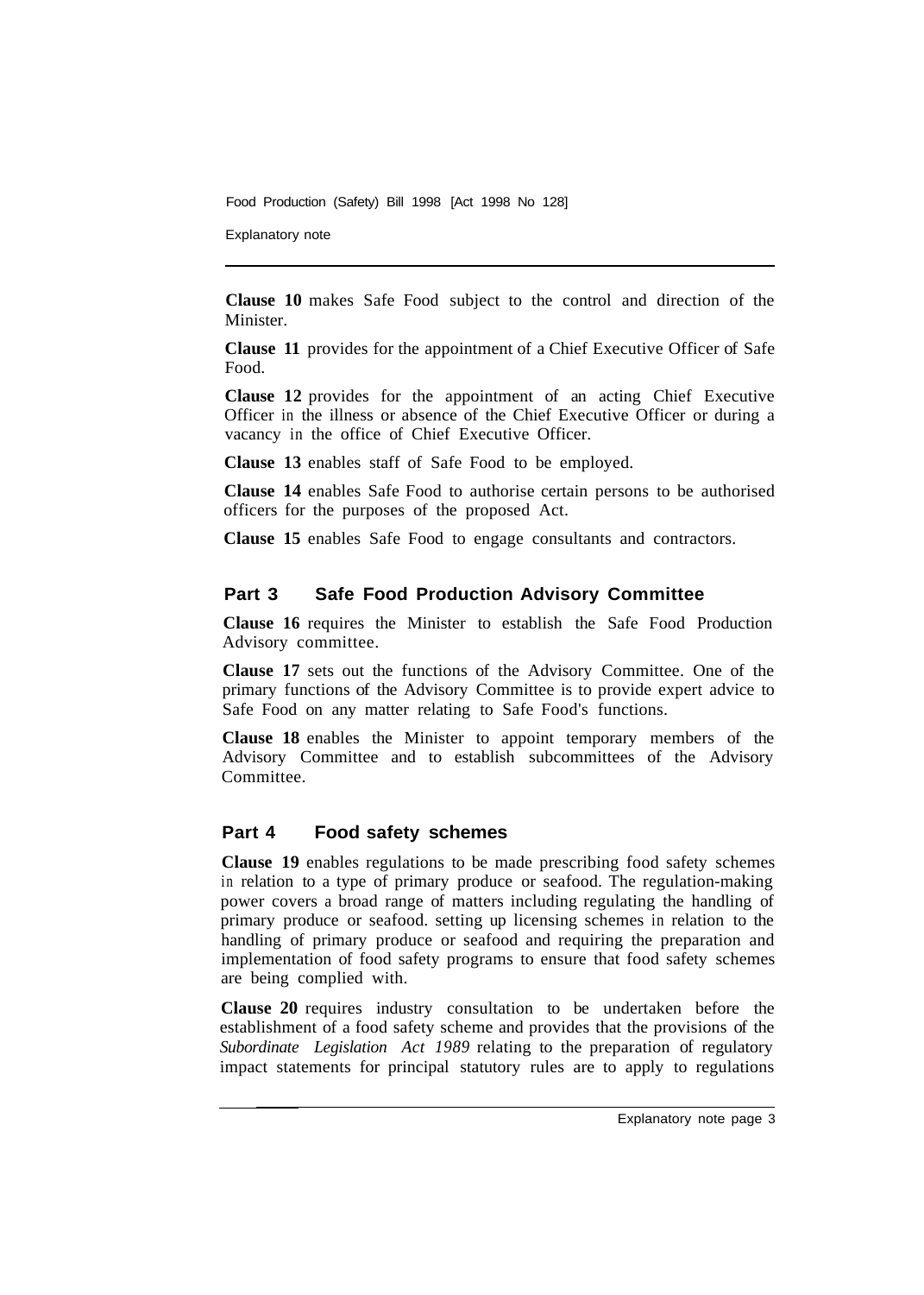**Clause 10** makes Safe Food subject to the control and direction of the Minister.

**Clause 11** provides for the appointment of a Chief Executive Officer of Safe Food.

**Clause 12** provides for the appointment of an acting Chief Executive Officer in the illness or absence of the Chief Executive Officer or during a vacancy in the office of Chief Executive Officer.

**Clause 13** enables staff of Safe Food to be employed.

**Clause 14** enables Safe Food to authorise certain persons to be authorised officers for the purposes of the proposed Act.

**Clause 15** enables Safe Food to engage consultants and contractors.

## Part 3 Safe Food Production Advisory Committee

**Clause 16** requires the Minister to establish the Safe Food Production Advisory committee.

**Clause 17** sets out the functions of the Advisory Committee. One of the primary functions of the Advisory Committee is to provide expert advice to Safe Food on any matter relating to Safe Food's functions.

**Clause 18** enables the Minister to appoint temporary members of the Advisory Committee and to establish subcommittees of the Advisory Committee.

## Part 4 Food safety schemes

**Clause 19** enables regulations to be made prescribing food safety schemes in relation to a type of primary produce or seafood. The regulation-making power covers a broad range of matters including regulating the handling of primary produce or seafood. setting up licensing schemes in relation to the handling of primary produce or seafood and requiring the preparation and implementation of food safety programs to ensure that food safety schemes are being complied with.

**Clause 20** requires industry consultation to be undertaken before the establishment of a food safety scheme and provides that the provisions of the *Subordinate Legislation Act 1989* relating to the preparation of regulatory impact statements for principal statutory rules are to apply to regulations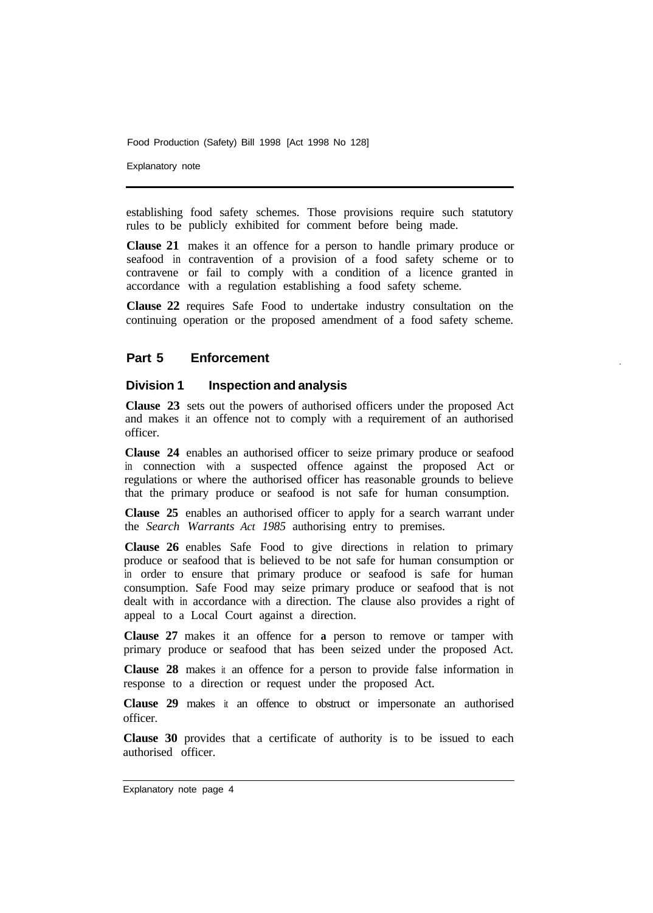establishing food safety schemes. Those provisions require such statutory rules to be publicly exhibited for comment before being made.

**Clause 21** makes it an offence for a person to handle primary produce or seafood in contravention of a provision of a food safety scheme or to contravene or fail to comply with a condition of a licence granted in accordance with a regulation establishing a food safety scheme.

**Clause 22** requires Safe Food to undertake industry consultation on the continuing operation or the proposed amendment of a food safety scheme.

## Part 5 Enforcement

### Division 1 Inspection and analysis

**Clause 23** sets out the powers of authorised officers under the proposed Act and makes it an offence not to comply with a requirement of an authorised officer.

**Clause 24** enables an authorised officer to seize primary produce or seafood in connection with a suspected offence against the proposed Act or regulations or where the authorised officer has reasonable grounds to believe that the primary produce or seafood is not safe for human consumption.

**Clause 25** enables an authorised officer to apply for a search warrant under the *Search Warrants Act 1985* authorising entry to premises.

**Clause 26** enables Safe Food to give directions in relation to primary produce or seafood that is believed to be not safe for human consumption or in order to ensure that primary produce or seafood is safe for human consumption. Safe Food may seize primary produce or seafood that is not dealt with in accordance with a direction. The clause also provides a right of appeal to a Local Court against a direction.

**Clause 27** makes it an offence for a person to remove or tamper with primary produce or seafood that has been seized under the proposed Act.

**Clause 28** makes it an offence for a person to provide false information in response to a direction or request under the proposed Act.

**Clause 29** makes it an offence to obstruct or impersonate an authorised officer.

**Clause 30** provides that a certificate of authority is to be issued to each authorised officer.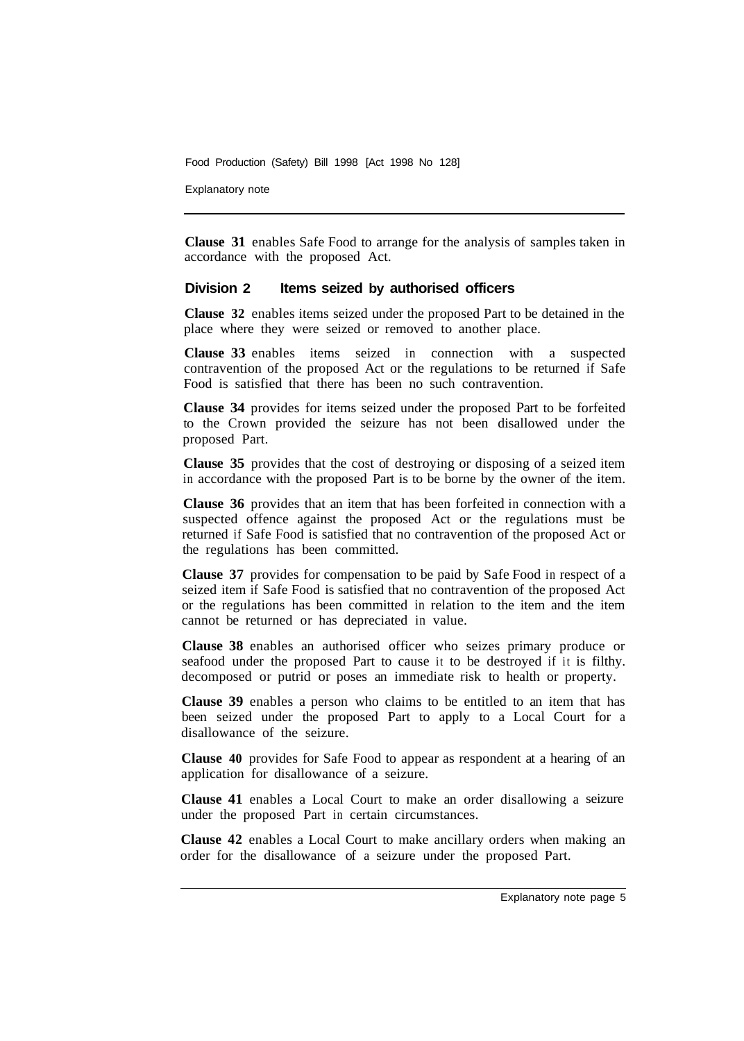**Clause 31** enables Safe Food to arrange for the analysis of samples taken in accordance with the proposed Act.

### Division 2 Items seized by authorised officers

**Clause 32** enables items seized under the proposed Part to be detained in the place where they were seized or removed to another place.

**Clause 33** enables items seized in connection with a suspected contravention of the proposed Act or the regulations to be returned if Safe Food is satisfied that there has been no such contravention.

**Clause 34** provides for items seized under the proposed Part to be forfeited to the Crown provided the seizure has not been disallowed under the proposed Part.

**Clause 35** provides that the cost of destroying or disposing of a seized item in accordance with the proposed Part is to be borne by the owner of the item.

**Clause 36** provides that an item that has been forfeited in connection with a suspected offence against the proposed Act or the regulations must be returned if Safe Food is satisfied that no contravention of the proposed Act or the regulations has been committed.

**Clause 37** provides for compensation to be paid by Safe Food in respect of a seized item if Safe Food is satisfied that no contravention of the proposed Act or the regulations has been committed in relation to the item and the item cannot be returned or has depreciated in value.

**Clause 38** enables an authorised officer who seizes primary produce or seafood under the proposed Part to cause it to be destroyed if it is filthy. decomposed or putrid or poses an immediate risk to health or property.

**Clause 39** enables a person who claims to be entitled to an item that has been seized under the proposed Part to apply to a Local Court for a disallowance of the seizure.

**Clause 40** provides for Safe Food to appear as respondent at a hearing of an application for disallowance of a seizure.

**Clause 41** enables a Local Court to make an order disallowing a seizure under the proposed Part in certain circumstances.

**Clause 42** enables a Local Court to make ancillary orders when making an order for the disallowance of a seizure under the proposed Part.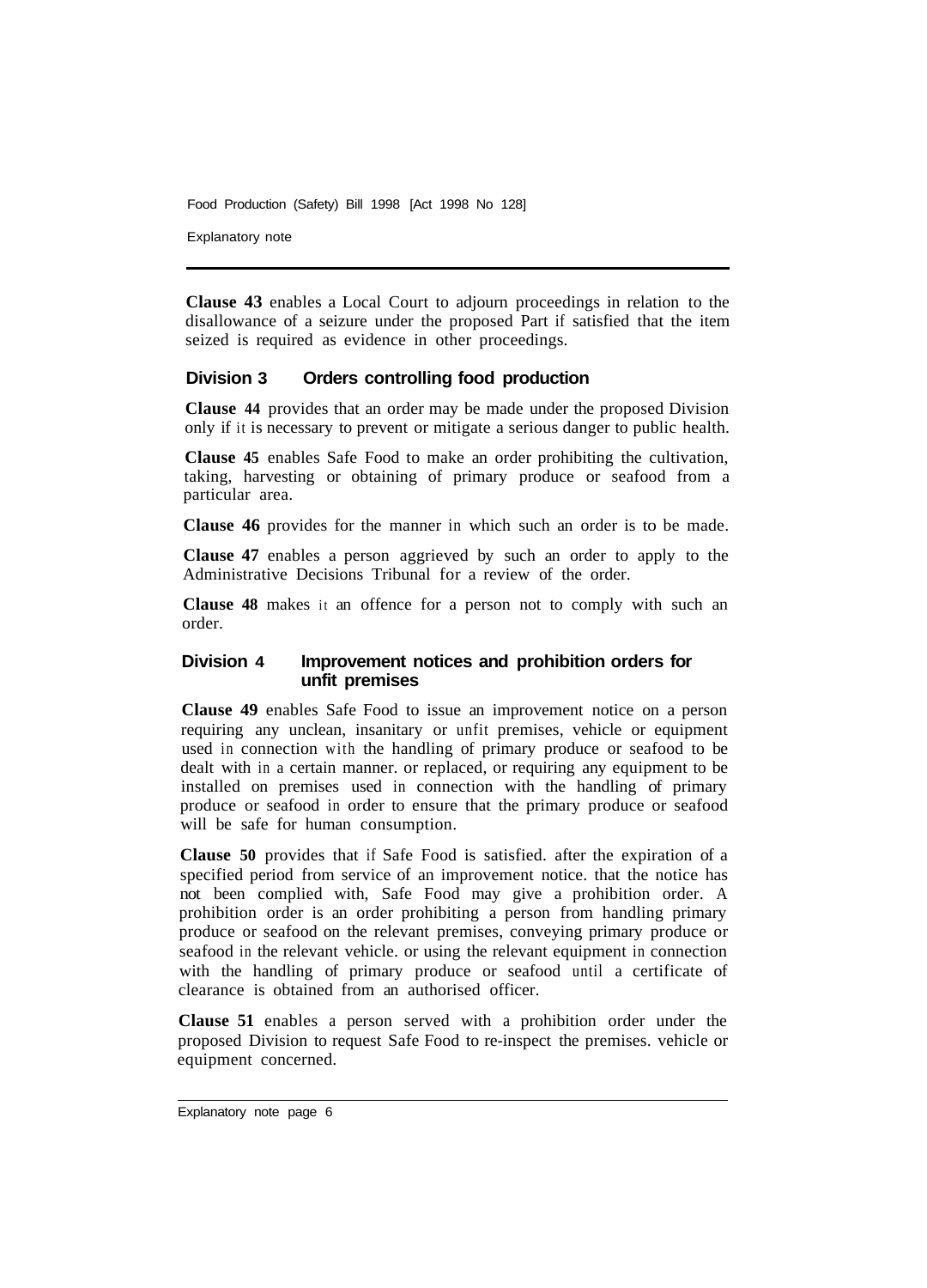**Clause 43** enables a Local Court to adjourn proceedings in relation to the disallowance of a seizure under the proposed Part if satisfied that the item seized is required as evidence in other proceedings.

### Division 3 Orders controlling food production

**Clause 44** provides that an order may be made under the proposed Division only if it is necessary to prevent or mitigate a serious danger to public health.

**Clause 45** enables Safe Food to make an order prohibiting the cultivation, taking, harvesting or obtaining of primary produce or seafood from a particular area.

**Clause 46** provides for the manner in which such an order is to be made.

**Clause 47** enables a person aggrieved by such an order to apply to the Administrative Decisions Tribunal for a review of the order.

**Clause 48** makes it an offence for a person not to comply with such an order.

### Division 4 Improvement notices and prohibition orders for unfit premises

**Clause 49** enables Safe Food to issue an improvement notice on a person requiring any unclean, insanitary or unfit premises, vehicle or equipment used in connection with the handling of primary produce or seafood to be dealt with in a certain manner. or replaced, or requiring any equipment to be installed on premises used in connection with the handling of primary produce or seafood in order to ensure that the primary produce or seafood will be safe for human consumption.

**Clause 50** provides that if Safe Food is satisfied. after the expiration of a specified period from service of an improvement notice. that the notice has not been complied with, Safe Food may give a prohibition order. A prohibition order is an order prohibiting a person from handling primary produce or seafood on the relevant premises, conveying primary produce or seafood in the relevant vehicle. or using the relevant equipment in connection with the handling of primary produce or seafood until a certificate of clearance is obtained from an authorised officer.

**Clause 51** enables a person served with a prohibition order under the proposed Division to request Safe Food to re-inspect the premises. vehicle or equipment concerned.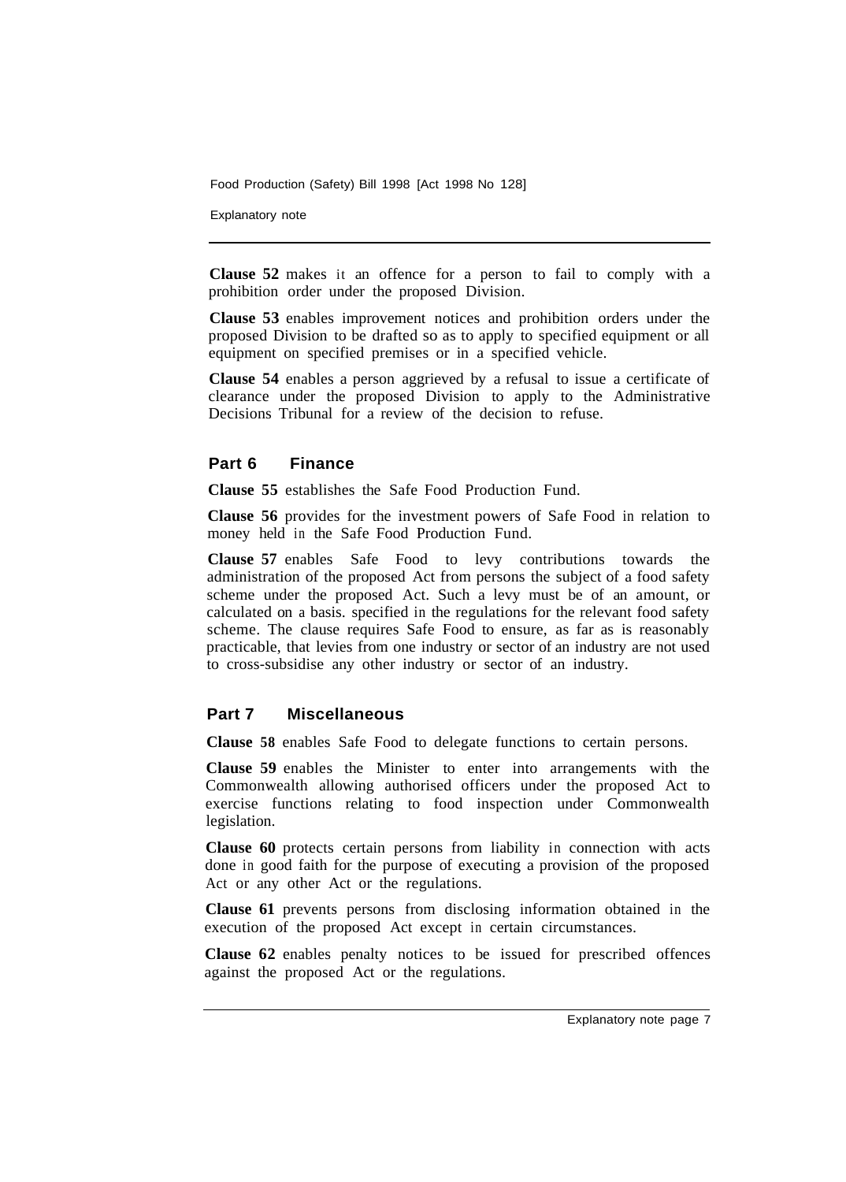**Clause 52** makes it an offence for a person to fail to comply with a prohibition order under the proposed Division.

**Clause 53** enables improvement notices and prohibition orders under the proposed Division to be drafted so as to apply to specified equipment or all equipment on specified premises or in a specified vehicle.

**Clause 54** enables a person aggrieved by a refusal to issue a certificate of clearance under the proposed Division to apply to the Administrative Decisions Tribunal for a review of the decision to refuse.

## Part 6 Finance

**Clause 55** establishes the Safe Food Production Fund.

**Clause 56** provides for the investment powers of Safe Food in relation to money held in the Safe Food Production Fund.

**Clause 57** enables Safe Food to levy contributions towards the administration of the proposed Act from persons the subject of a food safety scheme under the proposed Act. Such a levy must be of an amount, or calculated on a basis. specified in the regulations for the relevant food safety scheme. The clause requires Safe Food to ensure, as far as is reasonably practicable, that levies from one industry or sector of an industry are not used to cross-subsidise any other industry or sector of an industry.

## Part 7 Miscellaneous

**Clause 58** enables Safe Food to delegate functions to certain persons.

**Clause 59** enables the Minister to enter into arrangements with the Commonwealth allowing authorised officers under the proposed Act to exercise functions relating to food inspection under Commonwealth legislation.

**Clause 60** protects certain persons from liability in connection with acts done in good faith for the purpose of executing a provision of the proposed Act or any other Act or the regulations.

**Clause 61** prevents persons from disclosing information obtained in the execution of the proposed Act except in certain circumstances.

**Clause 62** enables penalty notices to be issued for prescribed offences against the proposed Act or the regulations.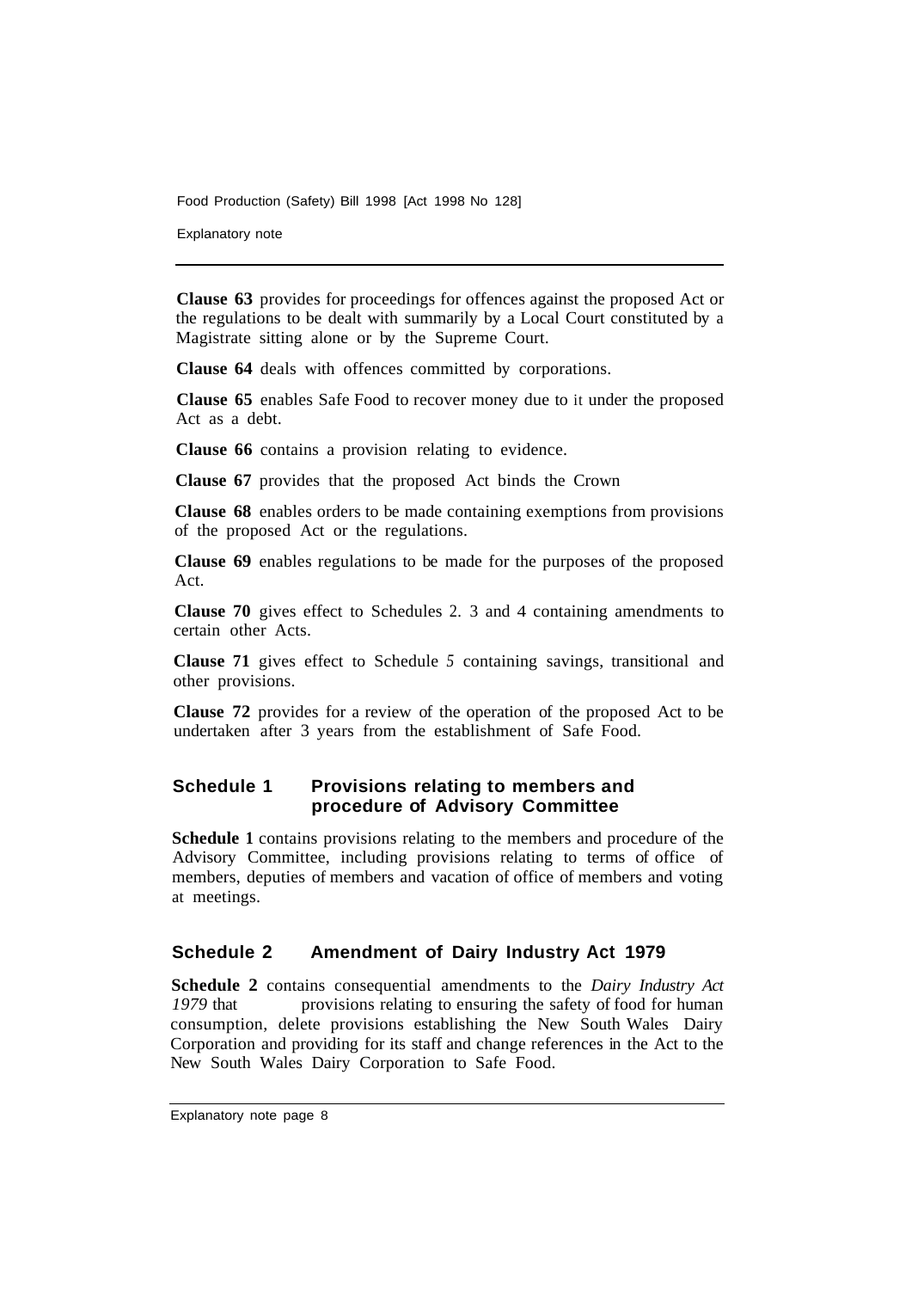**Clause 63** provides for proceedings for offences against the proposed Act or the regulations to be dealt with summarily by a Local Court constituted by a Magistrate sitting alone or by the Supreme Court.

**Clause 64** deals with offences committed by corporations.

**Clause 65** enables Safe Food to recover money due to it under the proposed Act as a debt.

**Clause 66** contains a provision relating to evidence.

**Clause 67** provides that the proposed Act binds the Crown

**Clause 68** enables orders to be made containing exemptions from provisions of the proposed Act or the regulations.

**Clause 69** enables regulations to be made for the purposes of the proposed Act.

**Clause 70** gives effect to Schedules 2. 3 and 4 containing amendments to certain other Acts.

**Clause 71** gives effect to Schedule *5* containing savings, transitional and other provisions.

**Clause 72** provides for a review of the operation of the proposed Act to be undertaken after 3 years from the establishment of Safe Food.

## Schedule 1 Provisions relating to members and procedure of Advisory Committee

**Schedule 1** contains provisions relating to the members and procedure of the Advisory Committee, including provisions relating to terms of office of members, deputies of members and vacation of office of members and voting at meetings.

## Schedule 2 Amendment of Dairy Industry Act 1979

**Schedule 2** contains consequential amendments to the *Dairy Industry Act 1979* that provisions relating to ensuring the safety of food for human consumption, delete provisions establishing the New South Wales Dairy Corporation and providing for its staff and change references in the Act to the New South Wales Dairy Corporation to Safe Food.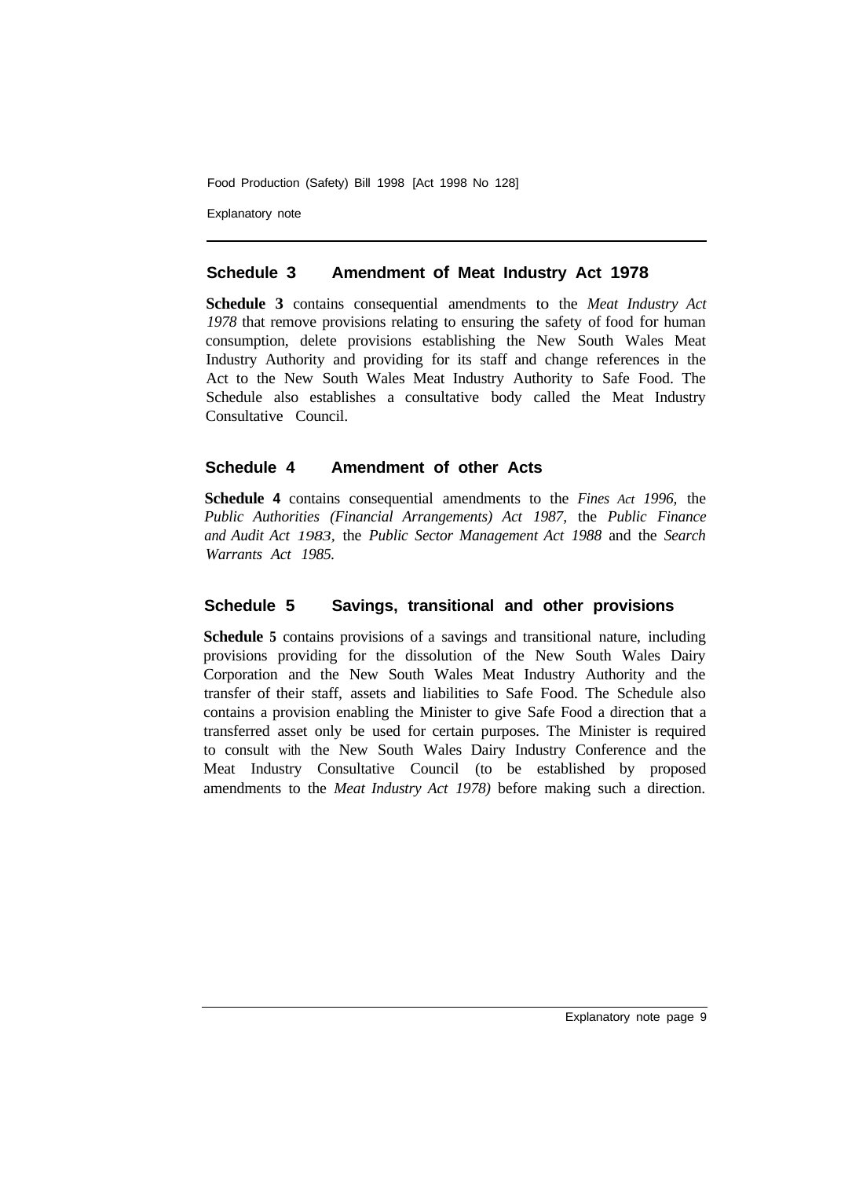## Schedule 3 Amendment of Meat Industry Act 1978

**Schedule 3** contains consequential amendments to the *Meat Industry Act 1978* that remove provisions relating to ensuring the safety of food for human consumption, delete provisions establishing the New South Wales Meat Industry Authority and providing for its staff and change references in the Act to the New South Wales Meat Industry Authority to Safe Food. The Schedule also establishes a consultative body called the Meat Industry Consultative Council.

## Schedule 4 Amendment of other Acts

**Schedule 4** contains consequential amendments to the *Fines Act 1996*, the *Public Authorities (Financial Arrangements) Act 1987*, the *Public Finance and Audit Act 1983*, the *Public Sector Management Act 1988* and the *Search Warrants Act 1985.*

## Schedule 5 Savings, transitional and other provisions

**Schedule 5** contains provisions of a savings and transitional nature, including provisions providing for the dissolution of the New South Wales Dairy Corporation and the New South Wales Meat Industry Authority and the transfer of their staff, assets and liabilities to Safe Food. The Schedule also contains a provision enabling the Minister to give Safe Food a direction that a transferred asset only be used for certain purposes. The Minister is required to consult with the New South Wales Dairy Industry Conference and the Meat Industry Consultative Council (to be established by proposed amendments to the *Meat Industry Act 1978)* before making such a direction.